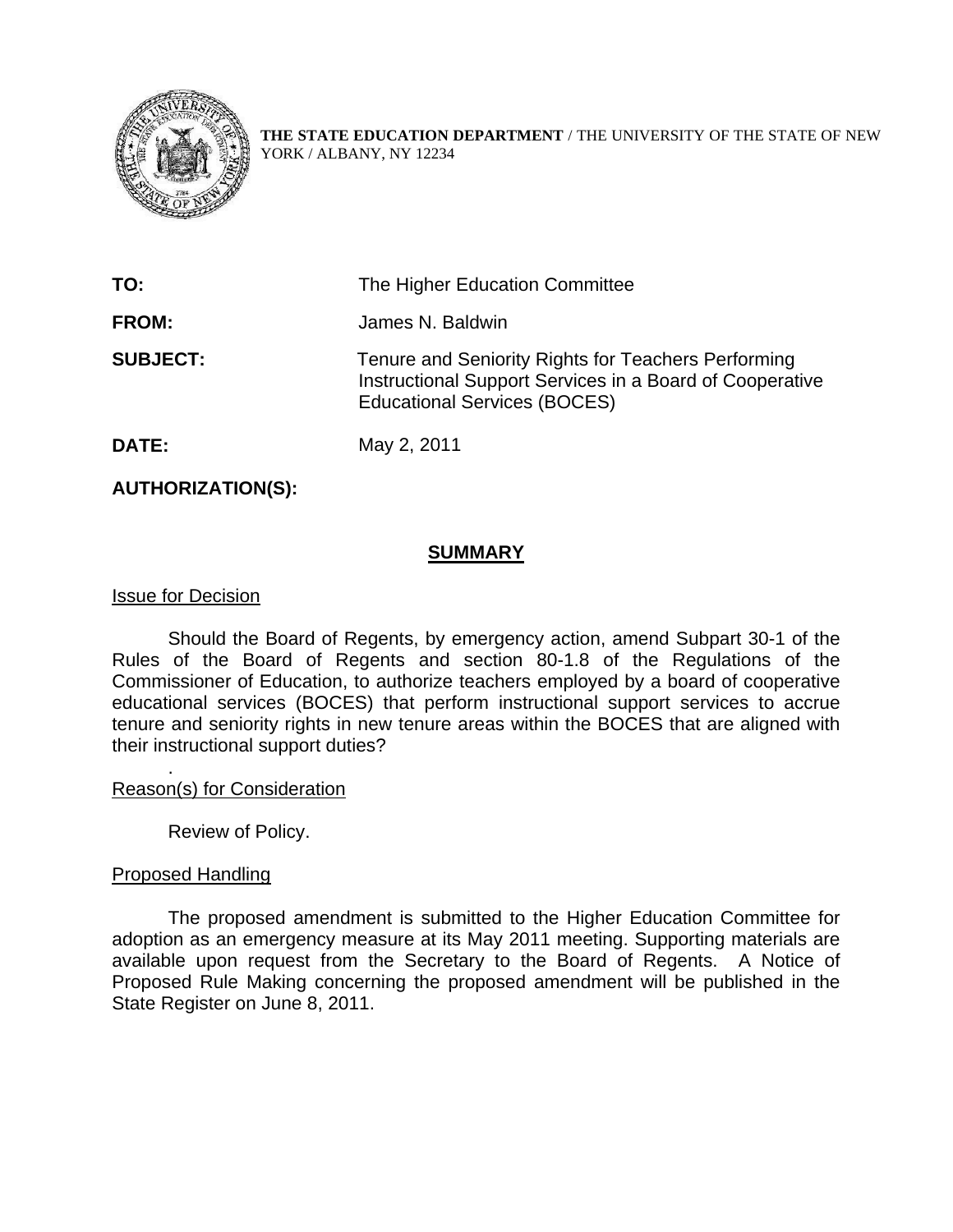**THE STATE EDUCATION DEPARTMENT** / THE UNIVERSITY OF THE STATE OF NEW YORK / ALBANY, NY 12234

**TO:** The Higher Education Committee

**FROM:** James N. Baldwin

**SUBJECT:** Tenure and Seniority Rights for Teachers Performing Instructional Support Services in a Board of Cooperative Educational Services (BOCES)

**DATE:** May 2, 2011

**AUTHORIZATION(S):**

## SUMMARY

Issue for Decision

Should the Board of Regents, by emergency action, amend Subpart 30-1 of the Rules of the Board of Regents and section 80-1.8 of the Regulations of the Commissioner of Education, to authorize teachers employed by a board of cooperative educational services (BOCES) that perform instructional support services to accrue tenure and seniority rights in new tenure areas within the BOCES that are aligned with their instructional support duties?

Reason(s) for Consideration

Review of Policy.

Proposed Handling

The proposed amendment is submitted to the Higher Education Committee for adoption as an emergency measure at its May 2011 meeting. Supporting materials are available upon request from the Secretary to the Board of Regents. A Notice of Proposed Rule Making concerning the proposed amendment will be published in the State Register on June 8, 2011.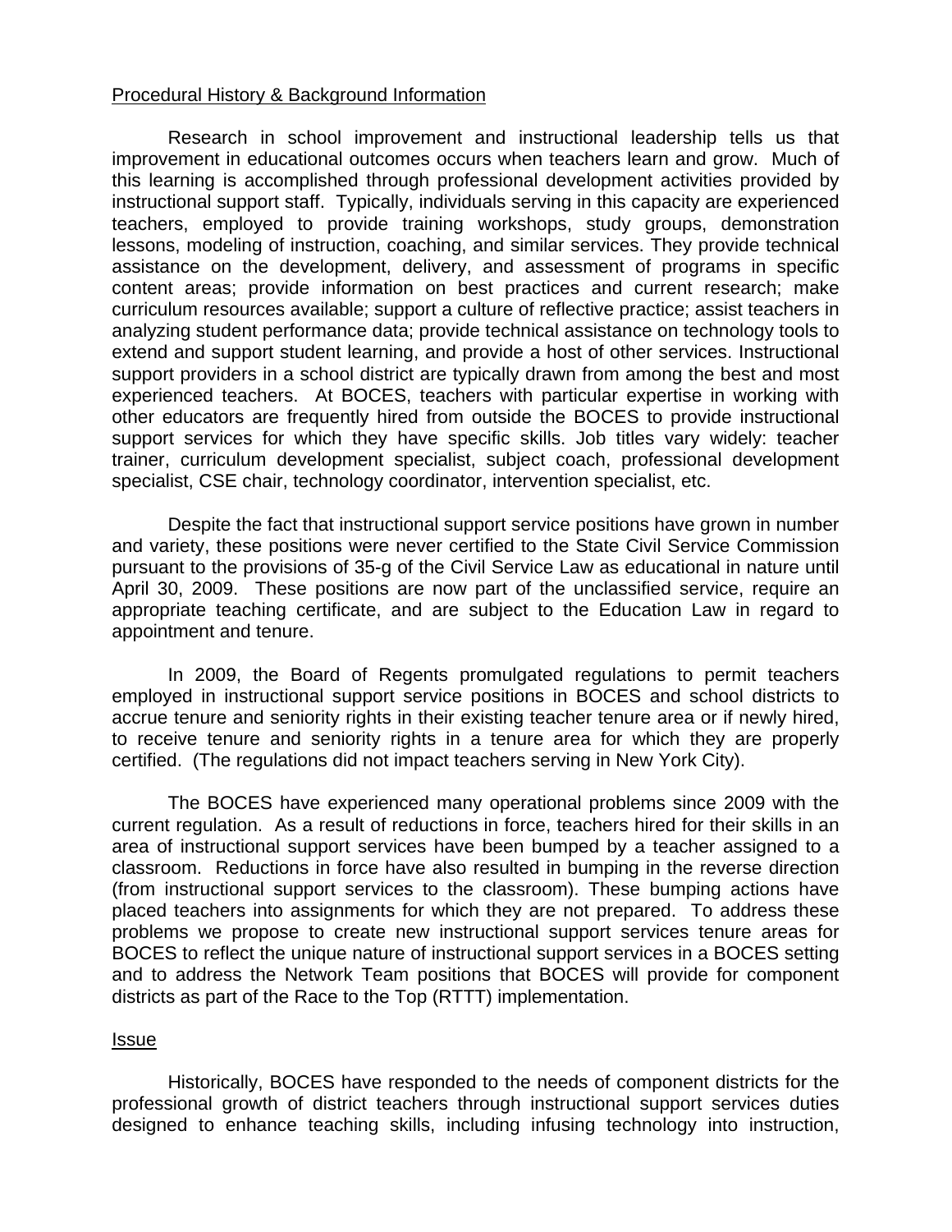<u>Procedural History & Background Information</u>

Research in school improvement and instructional leadership tells us that improvement in educational outcomes occurs when teachers learn and grow. Much of this learning is accomplished through professional development activities provided by instructional support staff. Typically, individuals serving in this capacity are experienced teachers, employed to provide training workshops, study groups, demonstration lessons, modeling of instruction, coaching, and similar services. They provide technical assistance on the development, delivery, and assessment of programs in specific content areas; provide information on best practices and current research; make curriculum resources available; support a culture of reflective practice; assist teachers in analyzing student performance data; provide technical assistance on technology tools to extend and support student learning, and provide a host of other services. Instructional support providers in a school district are typically drawn from among the best and most experienced teachers. At BOCES, teachers with particular expertise in working with other educators are frequently hired from outside the BOCES to provide instructional support services for which they have specific skills. Job titles vary widely: teacher trainer, curriculum development specialist, subject coach, professional development specialist, CSE chair, technology coordinator, intervention specialist, etc.

Despite the fact that instructional support service positions have grown in number and variety, these positions were never certified to the State Civil Service Commission pursuant to the provisions of 35-g of the Civil Service Law as educational in nature until April 30, 2009. These positions are now part of the unclassified service, require an appropriate teaching certificate, and are subject to the Education Law in regard to appointment and tenure.

In 2009, the Board of Regents promulgated regulations to permit teachers employed in instructional support service positions in BOCES and school districts to accrue tenure and seniority rights in their existing teacher tenure area or if newly hired, to receive tenure and seniority rights in a tenure area for which they are properly certified. (The regulations did not impact teachers serving in New York City).

The BOCES have experienced many operational problems since 2009 with the current regulation. As a result of reductions in force, teachers hired for their skills in an area of instructional support services have been bumped by a teacher assigned to a classroom. Reductions in force have also resulted in bumping in the reverse direction (from instructional support services to the classroom). These bumping actions have placed teachers into assignments for which they are not prepared. To address these problems we propose to create new instructional support services tenure areas for BOCES to reflect the unique nature of instructional support services in a BOCES setting and to address the Network Team positions that BOCES will provide for component districts as part of the Race to the Top (RTTT) implementation.

<u>Issue</u>

Historically, BOCES have responded to the needs of component districts for the professional growth of district teachers through instructional support services duties designed to enhance teaching skills, including infusing technology into instruction,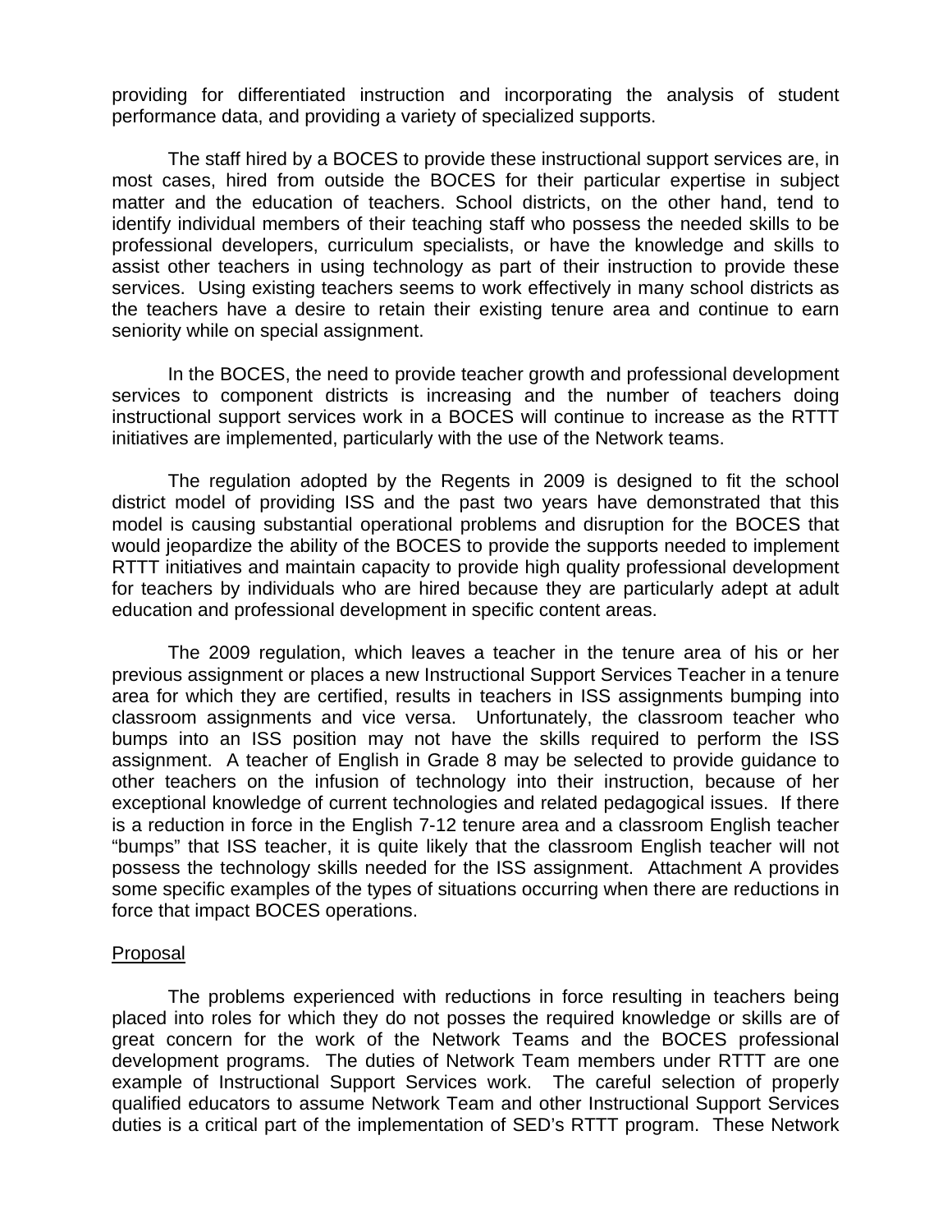providing for differentiated instruction and incorporating the analysis of student performance data, and providing a variety of specialized supports.

The staff hired by a BOCES to provide these instructional support services are, in most cases, hired from outside the BOCES for their particular expertise in subject matter and the education of teachers. School districts, on the other hand, tend to identify individual members of their teaching staff who possess the needed skills to be professional developers, curriculum specialists, or have the knowledge and skills to assist other teachers in using technology as part of their instruction to provide these services. Using existing teachers seems to work effectively in many school districts as the teachers have a desire to retain their existing tenure area and continue to earn seniority while on special assignment.

In the BOCES, the need to provide teacher growth and professional development services to component districts is increasing and the number of teachers doing instructional support services work in a BOCES will continue to increase as the RTTT initiatives are implemented, particularly with the use of the Network teams.

The regulation adopted by the Regents in 2009 is designed to fit the school district model of providing ISS and the past two years have demonstrated that this model is causing substantial operational problems and disruption for the BOCES that would jeopardize the ability of the BOCES to provide the supports needed to implement RTTT initiatives and maintain capacity to provide high quality professional development for teachers by individuals who are hired because they are particularly adept at adult education and professional development in specific content areas.

The 2009 regulation, which leaves a teacher in the tenure area of his or her previous assignment or places a new Instructional Support Services Teacher in a tenure area for which they are certified, results in teachers in ISS assignments bumping into classroom assignments and vice versa. Unfortunately, the classroom teacher who bumps into an ISS position may not have the skills required to perform the ISS assignment. A teacher of English in Grade 8 may be selected to provide guidance to other teachers on the infusion of technology into their instruction, because of her exceptional knowledge of current technologies and related pedagogical issues. If there is a reduction in force in the English 7-12 tenure area and a classroom English teacher "bumps" that ISS teacher, it is quite likely that the classroom English teacher will not possess the technology skills needed for the ISS assignment. Attachment A provides some specific examples of the types of situations occurring when there are reductions in force that impact BOCES operations.

Proposal

The problems experienced with reductions in force resulting in teachers being placed into roles for which they do not posses the required knowledge or skills are of great concern for the work of the Network Teams and the BOCES professional development programs. The duties of Network Team members under RTTT are one example of Instructional Support Services work. The careful selection of properly qualified educators to assume Network Team and other Instructional Support Services duties is a critical part of the implementation of SED's RTTT program. These Network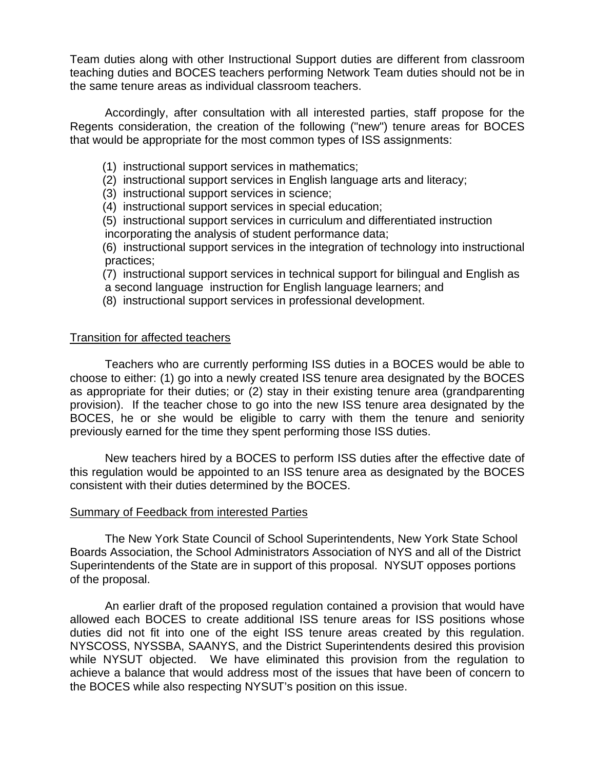Team duties along with other Instructional Support duties are different from classroom teaching duties and BOCES teachers performing Network Team duties should not be in the same tenure areas as individual classroom teachers.

Accordingly, after consultation with all interested parties, staff propose for the Regents consideration, the creation of the following ("new") tenure areas for BOCES that would be appropriate for the most common types of ISS assignments:

(1) instructional support services in mathematics;
(2) instructional support services in English language arts and literacy;
(3) instructional support services in science;
(4) instructional support services in special education;
(5) instructional support services in curriculum and differentiated instruction incorporating the analysis of student performance data;
(6) instructional support services in the integration of technology into instructional practices;
(7) instructional support services in technical support for bilingual and English as a second language instruction for English language learners; and
(8) instructional support services in professional development.

<u>Transition for affected teachers</u>

Teachers who are currently performing ISS duties in a BOCES would be able to choose to either: (1) go into a newly created ISS tenure area designated by the BOCES as appropriate for their duties; or (2) stay in their existing tenure area (grandparenting provision). If the teacher chose to go into the new ISS tenure area designated by the BOCES, he or she would be eligible to carry with them the tenure and seniority previously earned for the time they spent performing those ISS duties.

New teachers hired by a BOCES to perform ISS duties after the effective date of this regulation would be appointed to an ISS tenure area as designated by the BOCES consistent with their duties determined by the BOCES.

<u>Summary of Feedback from interested Parties</u>

The New York State Council of School Superintendents, New York State School Boards Association, the School Administrators Association of NYS and all of the District Superintendents of the State are in support of this proposal. NYSUT opposes portions of the proposal.

An earlier draft of the proposed regulation contained a provision that would have allowed each BOCES to create additional ISS tenure areas for ISS positions whose duties did not fit into one of the eight ISS tenure areas created by this regulation. NYSCOSS, NYSSBA, SAANYS, and the District Superintendents desired this provision while NYSUT objected. We have eliminated this provision from the regulation to achieve a balance that would address most of the issues that have been of concern to the BOCES while also respecting NYSUT's position on this issue.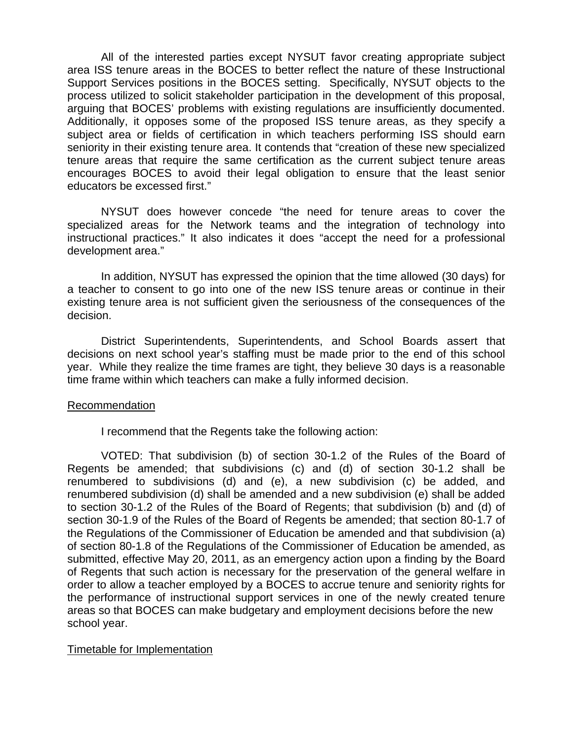All of the interested parties except NYSUT favor creating appropriate subject area ISS tenure areas in the BOCES to better reflect the nature of these Instructional Support Services positions in the BOCES setting. Specifically, NYSUT objects to the process utilized to solicit stakeholder participation in the development of this proposal, arguing that BOCES' problems with existing regulations are insufficiently documented. Additionally, it opposes some of the proposed ISS tenure areas, as they specify a subject area or fields of certification in which teachers performing ISS should earn seniority in their existing tenure area. It contends that "creation of these new specialized tenure areas that require the same certification as the current subject tenure areas encourages BOCES to avoid their legal obligation to ensure that the least senior educators be excessed first."

NYSUT does however concede "the need for tenure areas to cover the specialized areas for the Network teams and the integration of technology into instructional practices." It also indicates it does "accept the need for a professional development area."

In addition, NYSUT has expressed the opinion that the time allowed (30 days) for a teacher to consent to go into one of the new ISS tenure areas or continue in their existing tenure area is not sufficient given the seriousness of the consequences of the decision.

District Superintendents, Superintendents, and School Boards assert that decisions on next school year's staffing must be made prior to the end of this school year. While they realize the time frames are tight, they believe 30 days is a reasonable time frame within which teachers can make a fully informed decision.

Recommendation

I recommend that the Regents take the following action:

VOTED: That subdivision (b) of section 30-1.2 of the Rules of the Board of Regents be amended; that subdivisions (c) and (d) of section 30-1.2 shall be renumbered to subdivisions (d) and (e), a new subdivision (c) be added, and renumbered subdivision (d) shall be amended and a new subdivision (e) shall be added to section 30-1.2 of the Rules of the Board of Regents; that subdivision (b) and (d) of section 30-1.9 of the Rules of the Board of Regents be amended; that section 80-1.7 of the Regulations of the Commissioner of Education be amended and that subdivision (a) of section 80-1.8 of the Regulations of the Commissioner of Education be amended, as submitted, effective May 20, 2011, as an emergency action upon a finding by the Board of Regents that such action is necessary for the preservation of the general welfare in order to allow a teacher employed by a BOCES to accrue tenure and seniority rights for the performance of instructional support services in one of the newly created tenure areas so that BOCES can make budgetary and employment decisions before the new school year.

Timetable for Implementation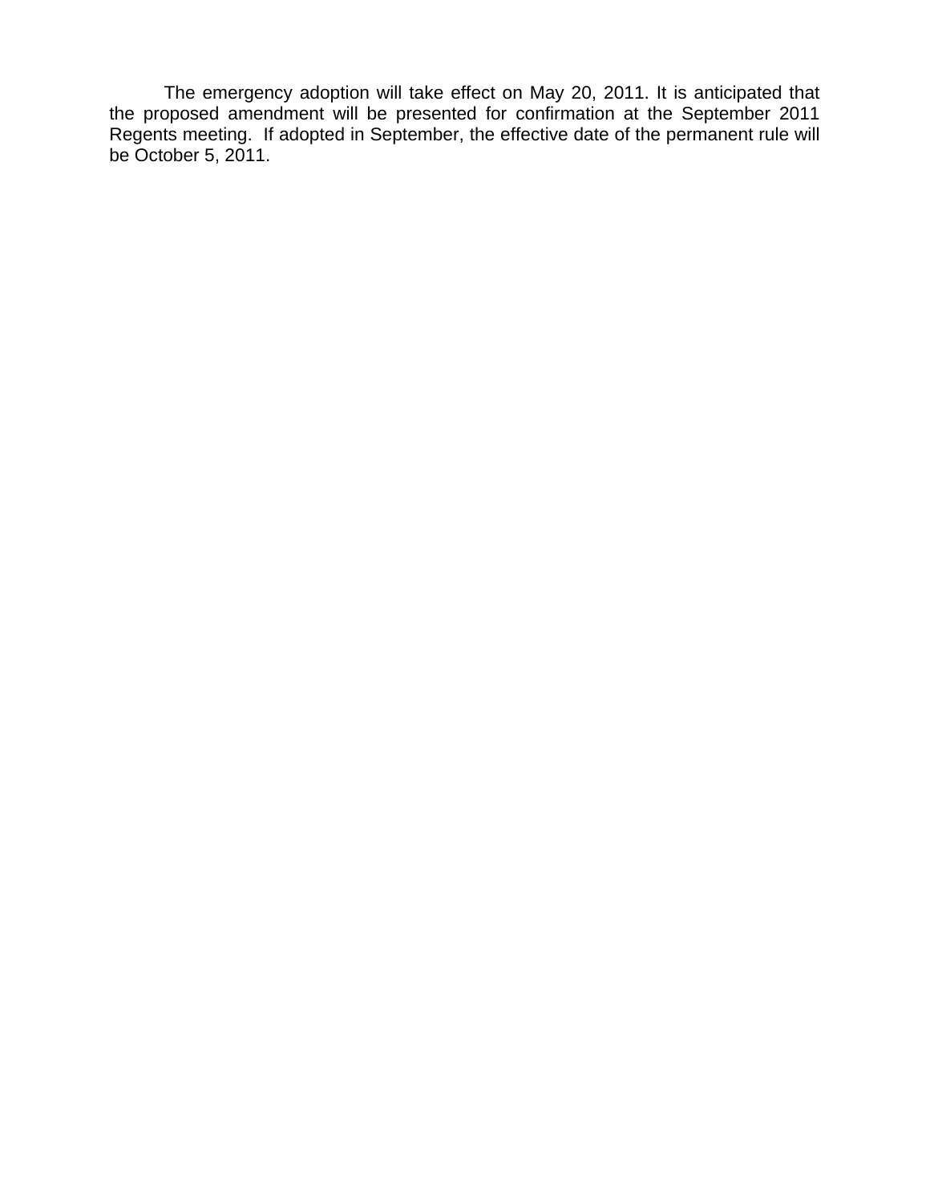The emergency adoption will take effect on May 20, 2011. It is anticipated that the proposed amendment will be presented for confirmation at the September 2011 Regents meeting. If adopted in September, the effective date of the permanent rule will be October 5, 2011.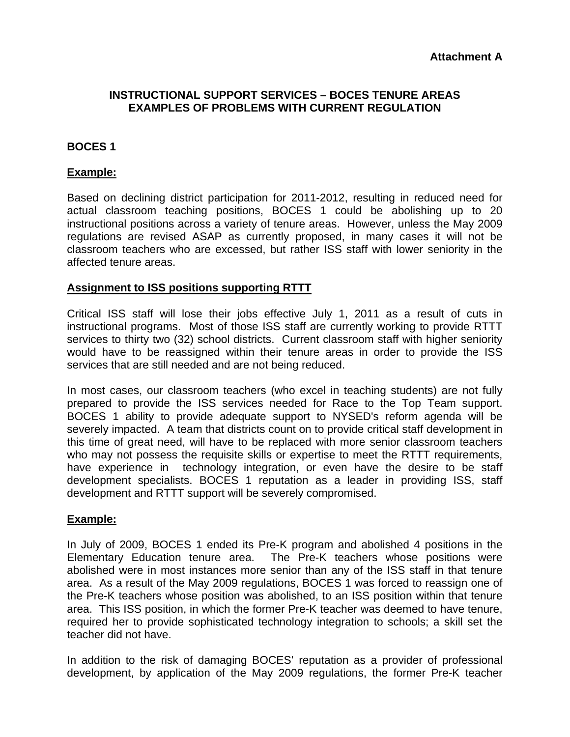**Attachment A**

**INSTRUCTIONAL SUPPORT SERVICES – BOCES TENURE AREAS**
**EXAMPLES OF PROBLEMS WITH CURRENT REGULATION**

**BOCES 1**

**Example:**

Based on declining district participation for 2011-2012, resulting in reduced need for actual classroom teaching positions, BOCES 1 could be abolishing up to 20 instructional positions across a variety of tenure areas. However, unless the May 2009 regulations are revised ASAP as currently proposed, in many cases it will not be classroom teachers who are excessed, but rather ISS staff with lower seniority in the affected tenure areas.

**Assignment to ISS positions supporting RTTT**

Critical ISS staff will lose their jobs effective July 1, 2011 as a result of cuts in instructional programs. Most of those ISS staff are currently working to provide RTTT services to thirty two (32) school districts. Current classroom staff with higher seniority would have to be reassigned within their tenure areas in order to provide the ISS services that are still needed and are not being reduced.

In most cases, our classroom teachers (who excel in teaching students) are not fully prepared to provide the ISS services needed for Race to the Top Team support. BOCES 1 ability to provide adequate support to NYSED's reform agenda will be severely impacted. A team that districts count on to provide critical staff development in this time of great need, will have to be replaced with more senior classroom teachers who may not possess the requisite skills or expertise to meet the RTTT requirements, have experience in technology integration, or even have the desire to be staff development specialists. BOCES 1 reputation as a leader in providing ISS, staff development and RTTT support will be severely compromised.

**Example:**

In July of 2009, BOCES 1 ended its Pre-K program and abolished 4 positions in the Elementary Education tenure area. The Pre-K teachers whose positions were abolished were in most instances more senior than any of the ISS staff in that tenure area. As a result of the May 2009 regulations, BOCES 1 was forced to reassign one of the Pre-K teachers whose position was abolished, to an ISS position within that tenure area. This ISS position, in which the former Pre-K teacher was deemed to have tenure, required her to provide sophisticated technology integration to schools; a skill set the teacher did not have.

In addition to the risk of damaging BOCES' reputation as a provider of professional development, by application of the May 2009 regulations, the former Pre-K teacher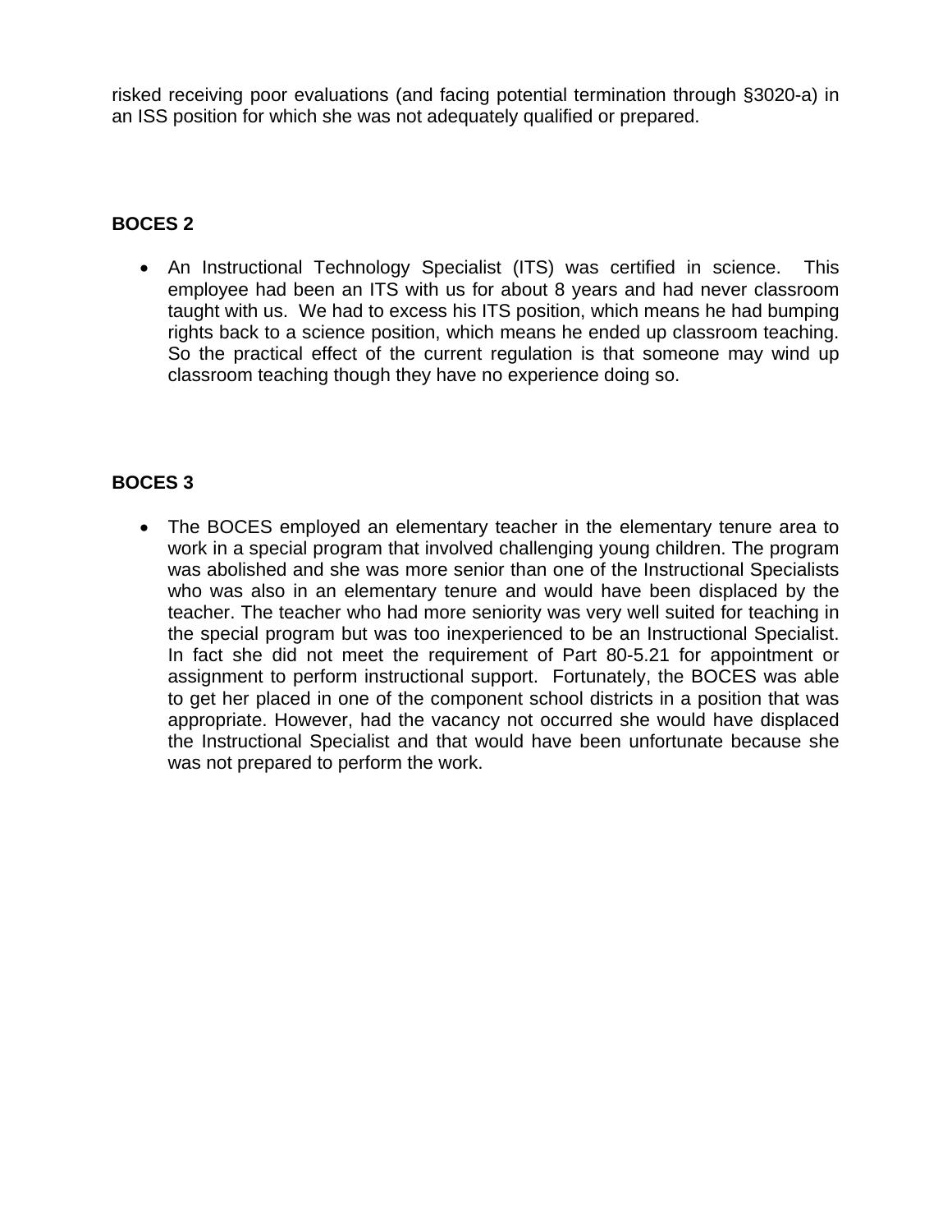risked receiving poor evaluations (and facing potential termination through §3020-a) in an ISS position for which she was not adequately qualified or prepared.

**BOCES 2**

- An Instructional Technology Specialist (ITS) was certified in science. This employee had been an ITS with us for about 8 years and had never classroom taught with us. We had to excess his ITS position, which means he had bumping rights back to a science position, which means he ended up classroom teaching. So the practical effect of the current regulation is that someone may wind up classroom teaching though they have no experience doing so.

**BOCES 3**

- The BOCES employed an elementary teacher in the elementary tenure area to work in a special program that involved challenging young children. The program was abolished and she was more senior than one of the Instructional Specialists who was also in an elementary tenure and would have been displaced by the teacher. The teacher who had more seniority was very well suited for teaching in the special program but was too inexperienced to be an Instructional Specialist. In fact she did not meet the requirement of Part 80-5.21 for appointment or assignment to perform instructional support. Fortunately, the BOCES was able to get her placed in one of the component school districts in a position that was appropriate. However, had the vacancy not occurred she would have displaced the Instructional Specialist and that would have been unfortunate because she was not prepared to perform the work.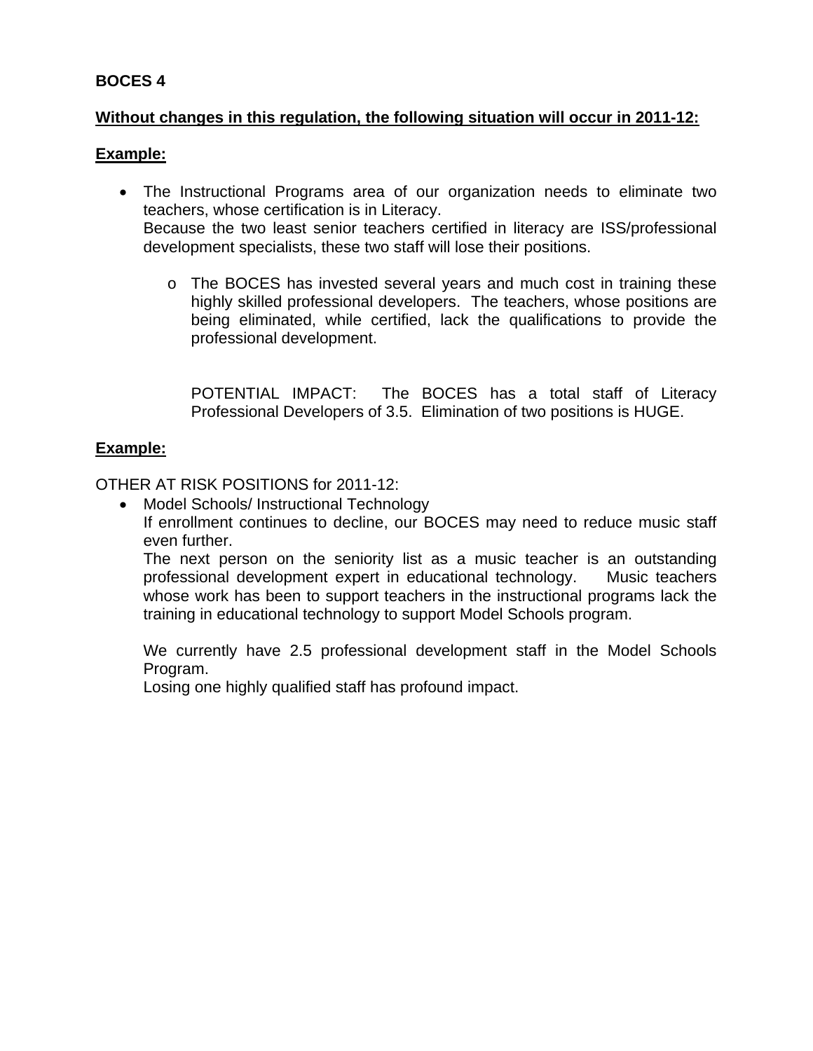**BOCES 4**

**Without changes in this regulation, the following situation will occur in 2011-12:**

**Example:**

- The Instructional Programs area of our organization needs to eliminate two teachers, whose certification is in Literacy.
  Because the two least senior teachers certified in literacy are ISS/professional development specialists, these two staff will lose their positions.
    - The BOCES has invested several years and much cost in training these highly skilled professional developers. The teachers, whose positions are being eliminated, while certified, lack the qualifications to provide the professional development.

      POTENTIAL IMPACT: The BOCES has a total staff of Literacy Professional Developers of 3.5. Elimination of two positions is HUGE.

**Example:**

OTHER AT RISK POSITIONS for 2011-12:

- Model Schools/ Instructional Technology
  If enrollment continues to decline, our BOCES may need to reduce music staff even further.
  The next person on the seniority list as a music teacher is an outstanding professional development expert in educational technology. Music teachers whose work has been to support teachers in the instructional programs lack the training in educational technology to support Model Schools program.

  We currently have 2.5 professional development staff in the Model Schools Program.
  Losing one highly qualified staff has profound impact.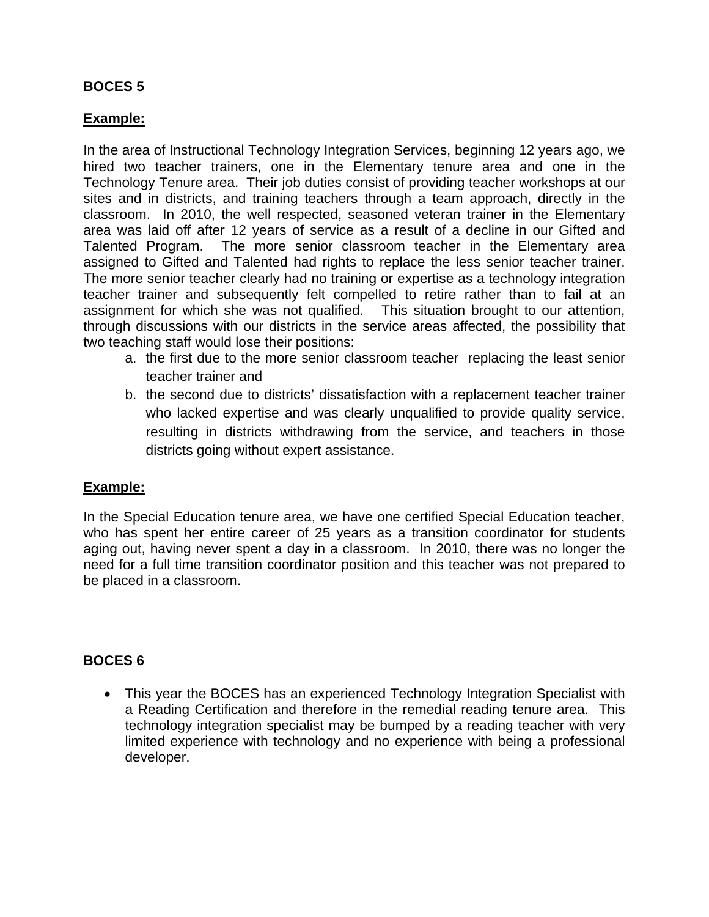**BOCES 5**

**Example:**

In the area of Instructional Technology Integration Services, beginning 12 years ago, we hired two teacher trainers, one in the Elementary tenure area and one in the Technology Tenure area. Their job duties consist of providing teacher workshops at our sites and in districts, and training teachers through a team approach, directly in the classroom. In 2010, the well respected, seasoned veteran trainer in the Elementary area was laid off after 12 years of service as a result of a decline in our Gifted and Talented Program. The more senior classroom teacher in the Elementary area assigned to Gifted and Talented had rights to replace the less senior teacher trainer. The more senior teacher clearly had no training or expertise as a technology integration teacher trainer and subsequently felt compelled to retire rather than to fail at an assignment for which she was not qualified. This situation brought to our attention, through discussions with our districts in the service areas affected, the possibility that two teaching staff would lose their positions:

a. the first due to the more senior classroom teacher replacing the least senior teacher trainer and
b. the second due to districts' dissatisfaction with a replacement teacher trainer who lacked expertise and was clearly unqualified to provide quality service, resulting in districts withdrawing from the service, and teachers in those districts going without expert assistance.

**Example:**

In the Special Education tenure area, we have one certified Special Education teacher, who has spent her entire career of 25 years as a transition coordinator for students aging out, having never spent a day in a classroom. In 2010, there was no longer the need for a full time transition coordinator position and this teacher was not prepared to be placed in a classroom.

**BOCES 6**

- This year the BOCES has an experienced Technology Integration Specialist with a Reading Certification and therefore in the remedial reading tenure area. This technology integration specialist may be bumped by a reading teacher with very limited experience with technology and no experience with being a professional developer.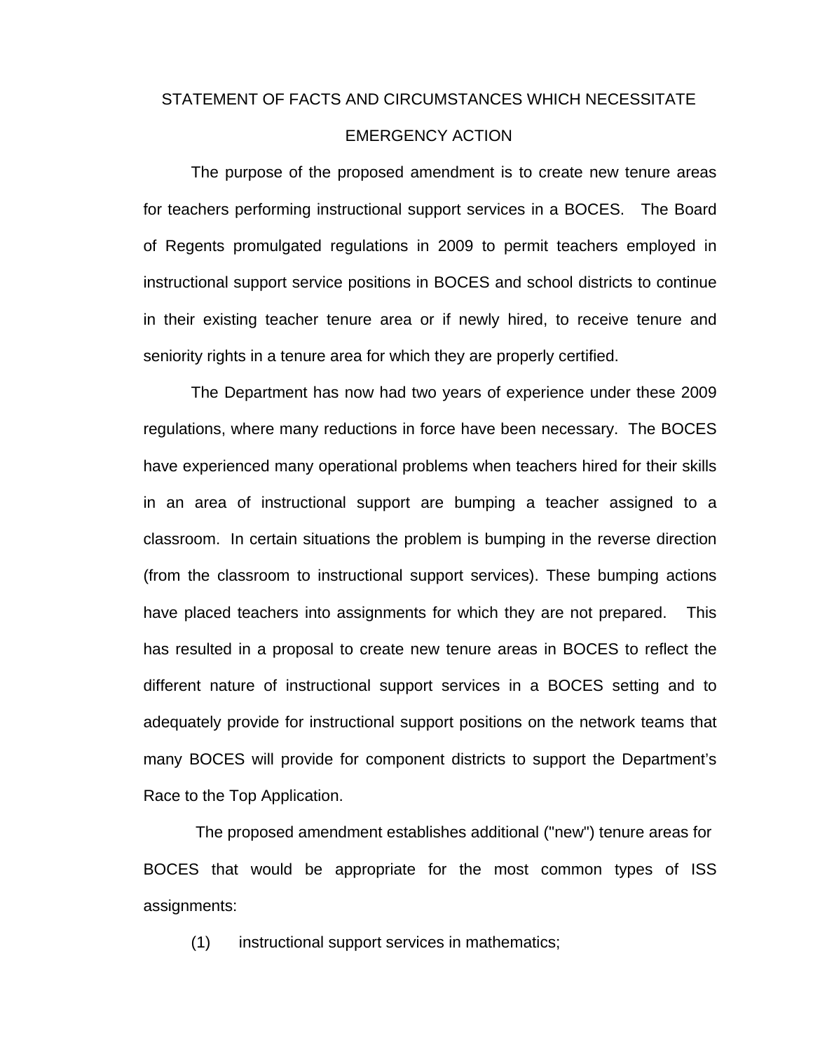## STATEMENT OF FACTS AND CIRCUMSTANCES WHICH NECESSITATE EMERGENCY ACTION

The purpose of the proposed amendment is to create new tenure areas for teachers performing instructional support services in a BOCES. The Board of Regents promulgated regulations in 2009 to permit teachers employed in instructional support service positions in BOCES and school districts to continue in their existing teacher tenure area or if newly hired, to receive tenure and seniority rights in a tenure area for which they are properly certified.

The Department has now had two years of experience under these 2009 regulations, where many reductions in force have been necessary. The BOCES have experienced many operational problems when teachers hired for their skills in an area of instructional support are bumping a teacher assigned to a classroom. In certain situations the problem is bumping in the reverse direction (from the classroom to instructional support services). These bumping actions have placed teachers into assignments for which they are not prepared. This has resulted in a proposal to create new tenure areas in BOCES to reflect the different nature of instructional support services in a BOCES setting and to adequately provide for instructional support positions on the network teams that many BOCES will provide for component districts to support the Department's Race to the Top Application.

The proposed amendment establishes additional ("new") tenure areas for BOCES that would be appropriate for the most common types of ISS assignments:

(1) instructional support services in mathematics;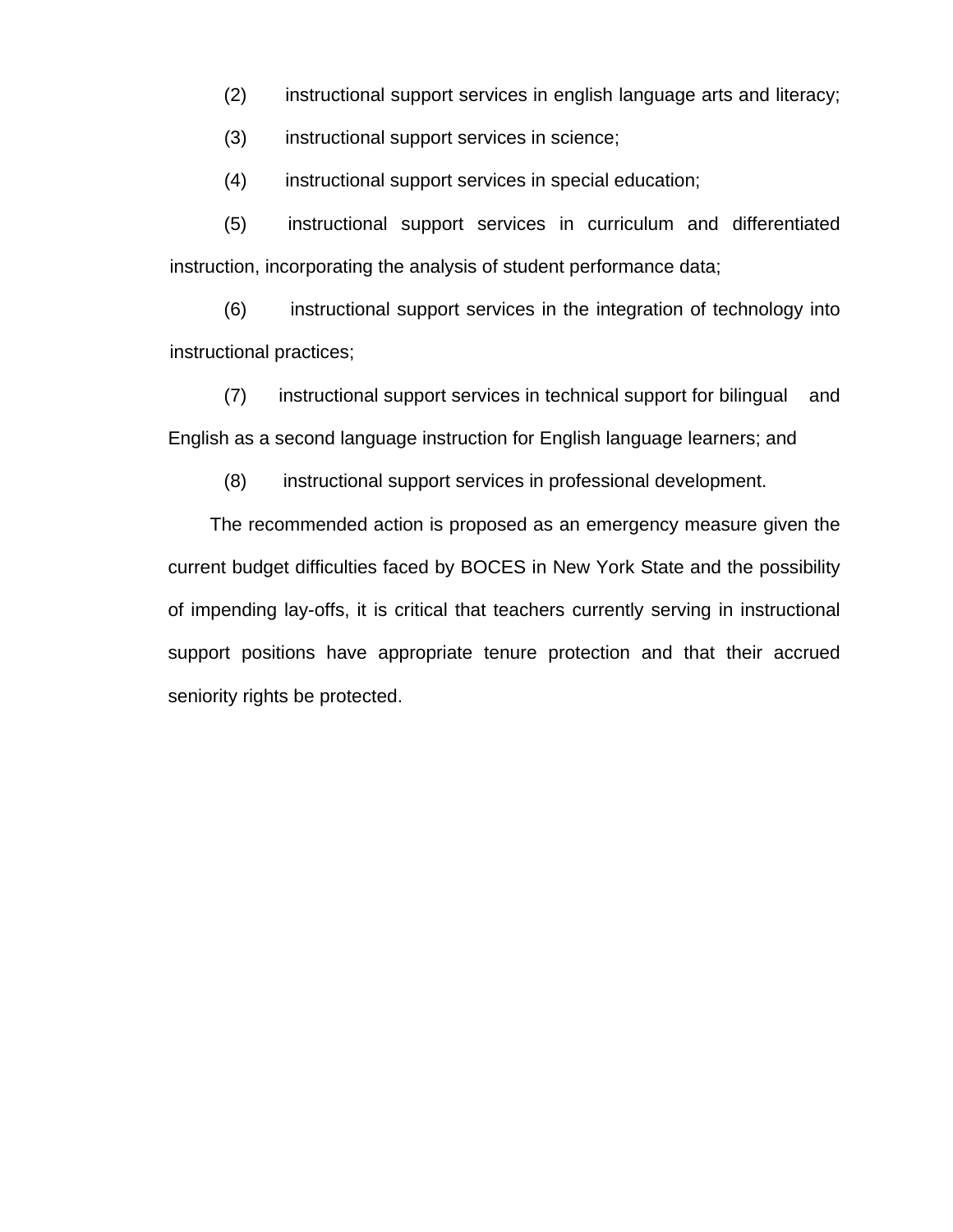(2) instructional support services in english language arts and literacy;

(3) instructional support services in science;

(4) instructional support services in special education;

(5) instructional support services in curriculum and differentiated instruction, incorporating the analysis of student performance data;

(6) instructional support services in the integration of technology into instructional practices;

(7) instructional support services in technical support for bilingual and English as a second language instruction for English language learners; and

(8) instructional support services in professional development.

The recommended action is proposed as an emergency measure given the current budget difficulties faced by BOCES in New York State and the possibility of impending lay-offs, it is critical that teachers currently serving in instructional support positions have appropriate tenure protection and that their accrued seniority rights be protected.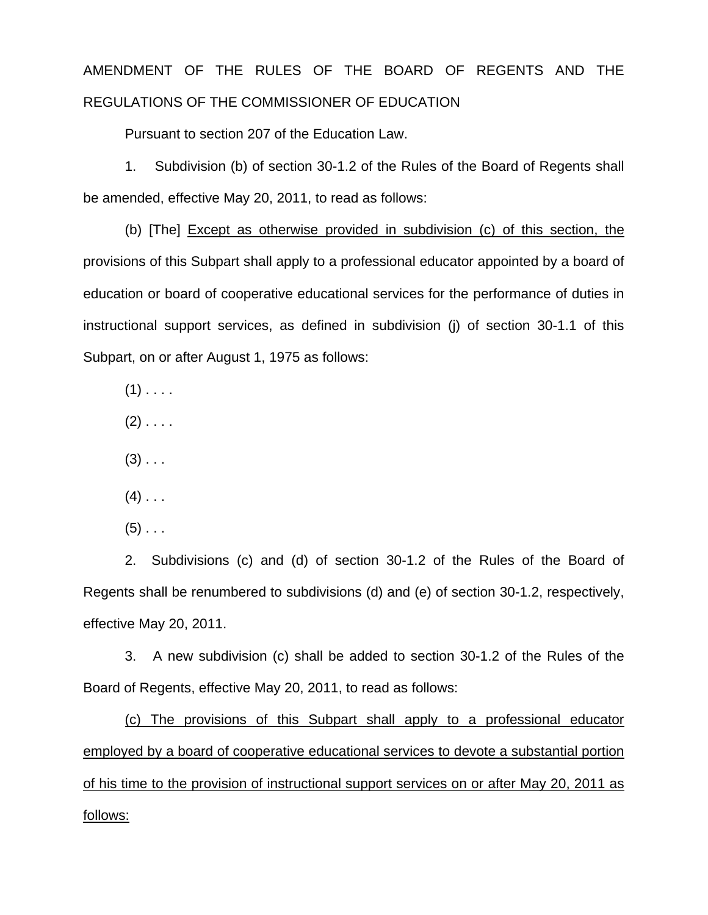AMENDMENT OF THE RULES OF THE BOARD OF REGENTS AND THE REGULATIONS OF THE COMMISSIONER OF EDUCATION

Pursuant to section 207 of the Education Law.

1. Subdivision (b) of section 30-1.2 of the Rules of the Board of Regents shall be amended, effective May 20, 2011, to read as follows:

(b) [The] <u>Except as otherwise provided in subdivision (c) of this section, the</u> provisions of this Subpart shall apply to a professional educator appointed by a board of education or board of cooperative educational services for the performance of duties in instructional support services, as defined in subdivision (j) of section 30-1.1 of this Subpart, on or after August 1, 1975 as follows:

(1) . . . .

(2) . . . .

(3) . . .

(4) . . .

(5) . . .

2. Subdivisions (c) and (d) of section 30-1.2 of the Rules of the Board of Regents shall be renumbered to subdivisions (d) and (e) of section 30-1.2, respectively, effective May 20, 2011.

3. A new subdivision (c) shall be added to section 30-1.2 of the Rules of the Board of Regents, effective May 20, 2011, to read as follows:

<u>(c) The provisions of this Subpart shall apply to a professional educator employed by a board of cooperative educational services to devote a substantial portion of his time to the provision of instructional support services on or after May 20, 2011 as follows:</u>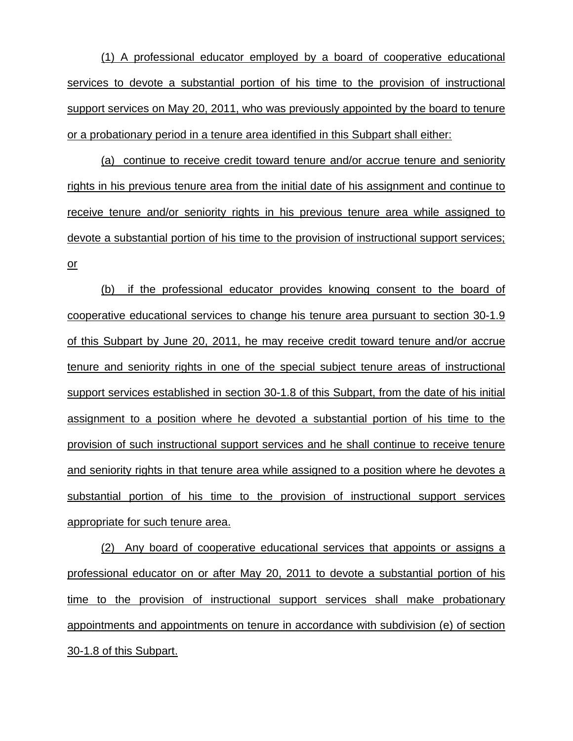(1) A professional educator employed by a board of cooperative educational services to devote a substantial portion of his time to the provision of instructional support services on May 20, 2011, who was previously appointed by the board to tenure or a probationary period in a tenure area identified in this Subpart shall either:

(a) continue to receive credit toward tenure and/or accrue tenure and seniority rights in his previous tenure area from the initial date of his assignment and continue to receive tenure and/or seniority rights in his previous tenure area while assigned to devote a substantial portion of his time to the provision of instructional support services; or

(b) if the professional educator provides knowing consent to the board of cooperative educational services to change his tenure area pursuant to section 30-1.9 of this Subpart by June 20, 2011, he may receive credit toward tenure and/or accrue tenure and seniority rights in one of the special subject tenure areas of instructional support services established in section 30-1.8 of this Subpart, from the date of his initial assignment to a position where he devoted a substantial portion of his time to the provision of such instructional support services and he shall continue to receive tenure and seniority rights in that tenure area while assigned to a position where he devotes a substantial portion of his time to the provision of instructional support services appropriate for such tenure area.

(2) Any board of cooperative educational services that appoints or assigns a professional educator on or after May 20, 2011 to devote a substantial portion of his time to the provision of instructional support services shall make probationary appointments and appointments on tenure in accordance with subdivision (e) of section 30-1.8 of this Subpart.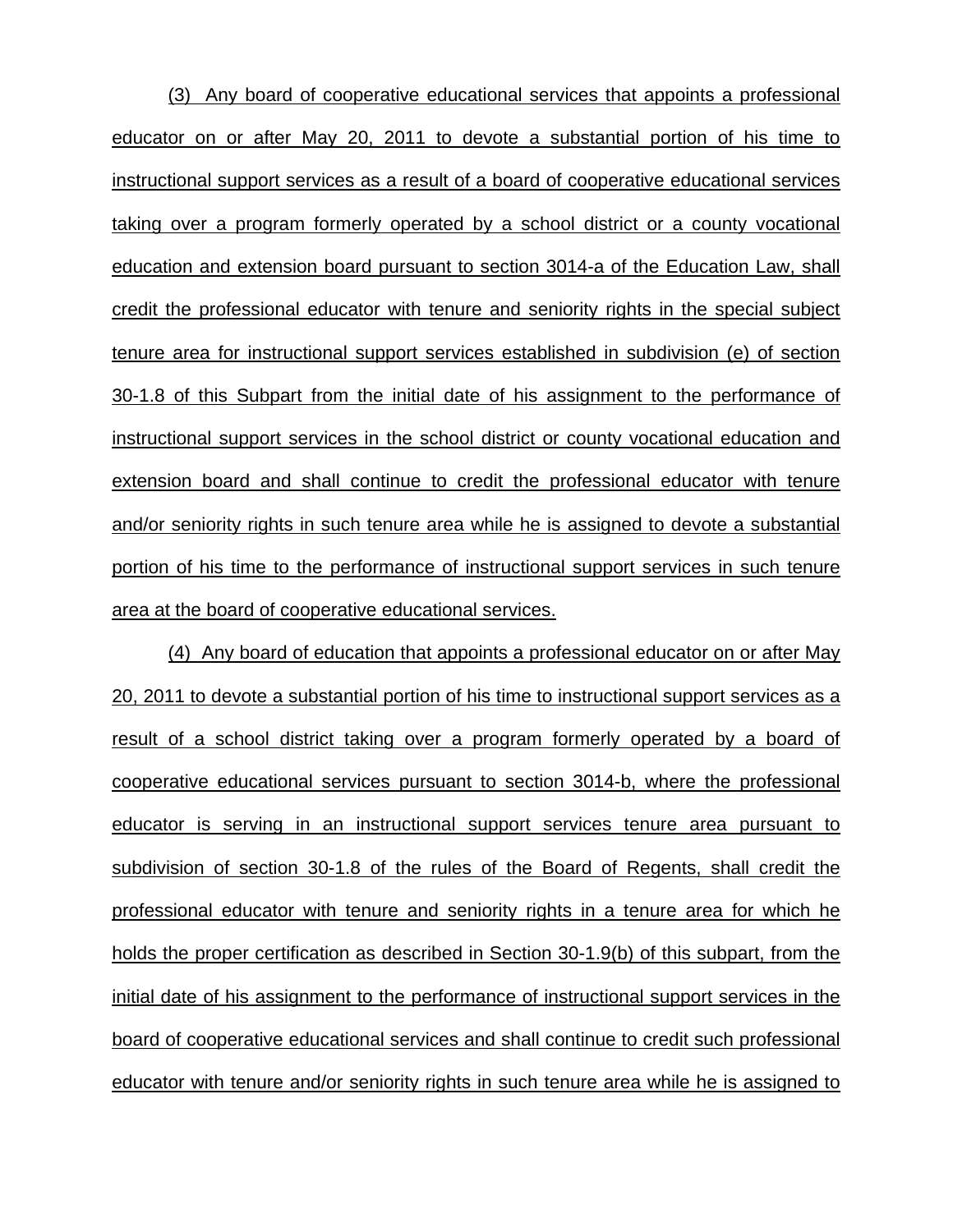(3) Any board of cooperative educational services that appoints a professional educator on or after May 20, 2011 to devote a substantial portion of his time to instructional support services as a result of a board of cooperative educational services taking over a program formerly operated by a school district or a county vocational education and extension board pursuant to section 3014-a of the Education Law, shall credit the professional educator with tenure and seniority rights in the special subject tenure area for instructional support services established in subdivision (e) of section 30-1.8 of this Subpart from the initial date of his assignment to the performance of instructional support services in the school district or county vocational education and extension board and shall continue to credit the professional educator with tenure and/or seniority rights in such tenure area while he is assigned to devote a substantial portion of his time to the performance of instructional support services in such tenure area at the board of cooperative educational services.

(4) Any board of education that appoints a professional educator on or after May 20, 2011 to devote a substantial portion of his time to instructional support services as a result of a school district taking over a program formerly operated by a board of cooperative educational services pursuant to section 3014-b, where the professional educator is serving in an instructional support services tenure area pursuant to subdivision of section 30-1.8 of the rules of the Board of Regents, shall credit the professional educator with tenure and seniority rights in a tenure area for which he holds the proper certification as described in Section 30-1.9(b) of this subpart, from the initial date of his assignment to the performance of instructional support services in the board of cooperative educational services and shall continue to credit such professional educator with tenure and/or seniority rights in such tenure area while he is assigned to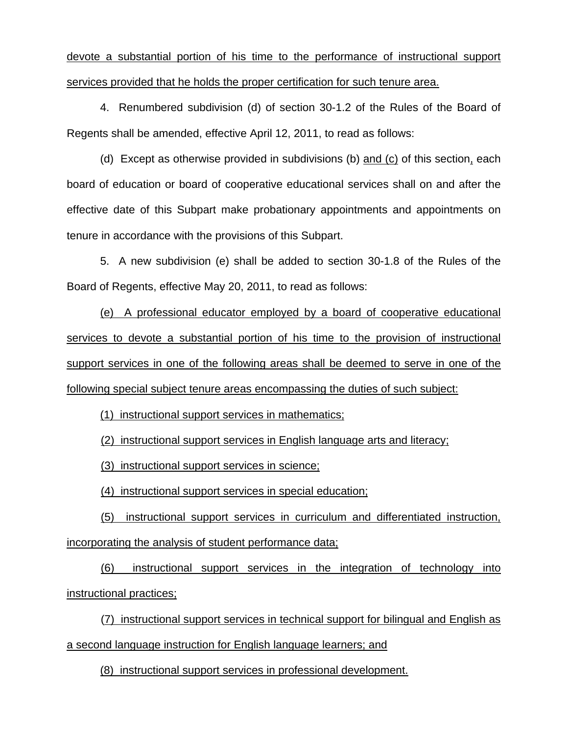devote a substantial portion of his time to the performance of instructional support services provided that he holds the proper certification for such tenure area.

4. Renumbered subdivision (d) of section 30-1.2 of the Rules of the Board of Regents shall be amended, effective April 12, 2011, to read as follows:

(d) Except as otherwise provided in subdivisions (b) and (c) of this section, each board of education or board of cooperative educational services shall on and after the effective date of this Subpart make probationary appointments and appointments on tenure in accordance with the provisions of this Subpart.

5. A new subdivision (e) shall be added to section 30-1.8 of the Rules of the Board of Regents, effective May 20, 2011, to read as follows:

(e) A professional educator employed by a board of cooperative educational services to devote a substantial portion of his time to the provision of instructional support services in one of the following areas shall be deemed to serve in one of the following special subject tenure areas encompassing the duties of such subject:

(1) instructional support services in mathematics;

(2) instructional support services in English language arts and literacy;

(3) instructional support services in science;

(4) instructional support services in special education;

(5) instructional support services in curriculum and differentiated instruction, incorporating the analysis of student performance data;

(6) instructional support services in the integration of technology into instructional practices;

(7) instructional support services in technical support for bilingual and English as a second language instruction for English language learners; and

(8) instructional support services in professional development.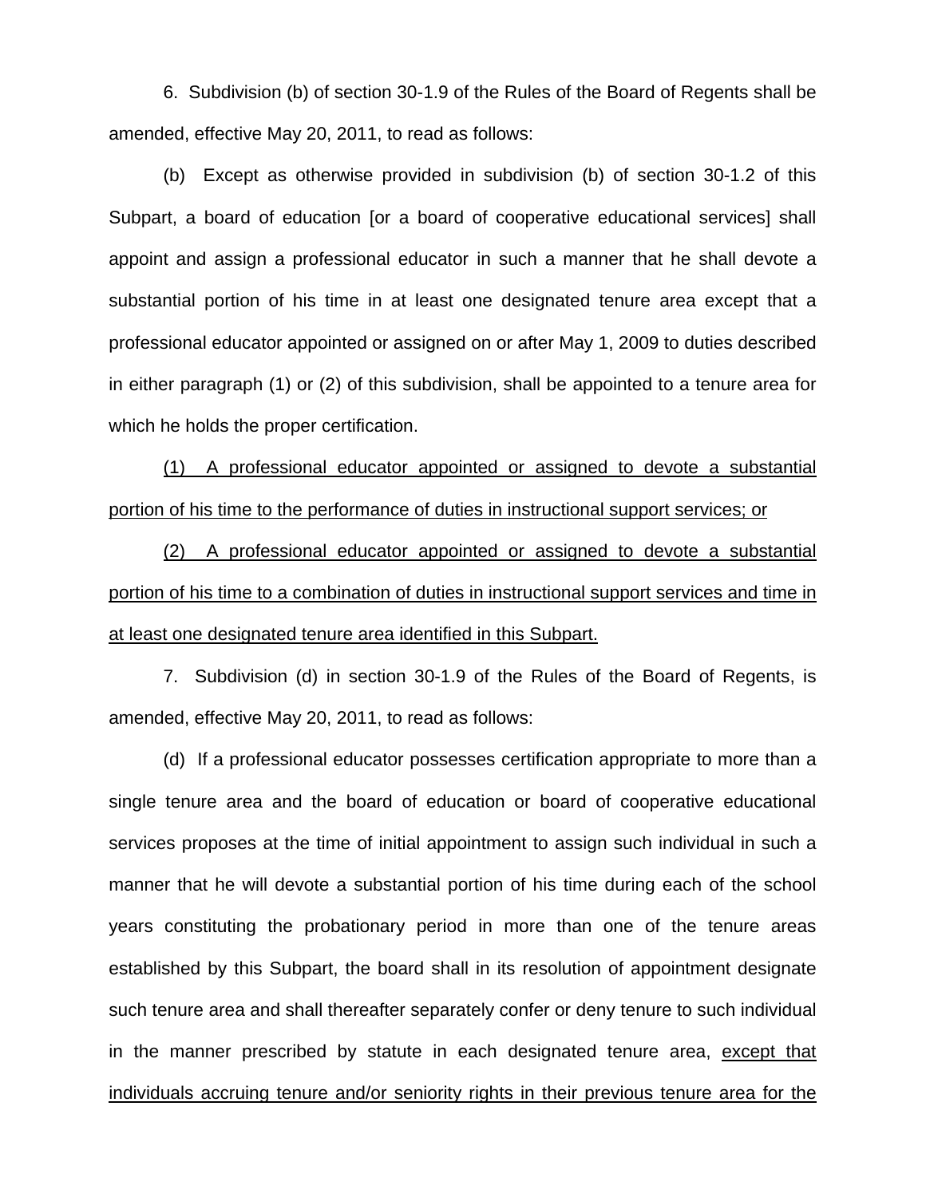6. Subdivision (b) of section 30-1.9 of the Rules of the Board of Regents shall be amended, effective May 20, 2011, to read as follows:

(b) Except as otherwise provided in subdivision (b) of section 30-1.2 of this Subpart, a board of education [or a board of cooperative educational services] shall appoint and assign a professional educator in such a manner that he shall devote a substantial portion of his time in at least one designated tenure area except that a professional educator appointed or assigned on or after May 1, 2009 to duties described in either paragraph (1) or (2) of this subdivision, shall be appointed to a tenure area for which he holds the proper certification.

<u>(1) A professional educator appointed or assigned to devote a substantial portion of his time to the performance of duties in instructional support services; or</u>

<u>(2) A professional educator appointed or assigned to devote a substantial portion of his time to a combination of duties in instructional support services and time in at least one designated tenure area identified in this Subpart.</u>

7. Subdivision (d) in section 30-1.9 of the Rules of the Board of Regents, is amended, effective May 20, 2011, to read as follows:

(d) If a professional educator possesses certification appropriate to more than a single tenure area and the board of education or board of cooperative educational services proposes at the time of initial appointment to assign such individual in such a manner that he will devote a substantial portion of his time during each of the school years constituting the probationary period in more than one of the tenure areas established by this Subpart, the board shall in its resolution of appointment designate such tenure area and shall thereafter separately confer or deny tenure to such individual in the manner prescribed by statute in each designated tenure area, <u>except that individuals accruing tenure and/or seniority rights in their previous tenure area for the</u>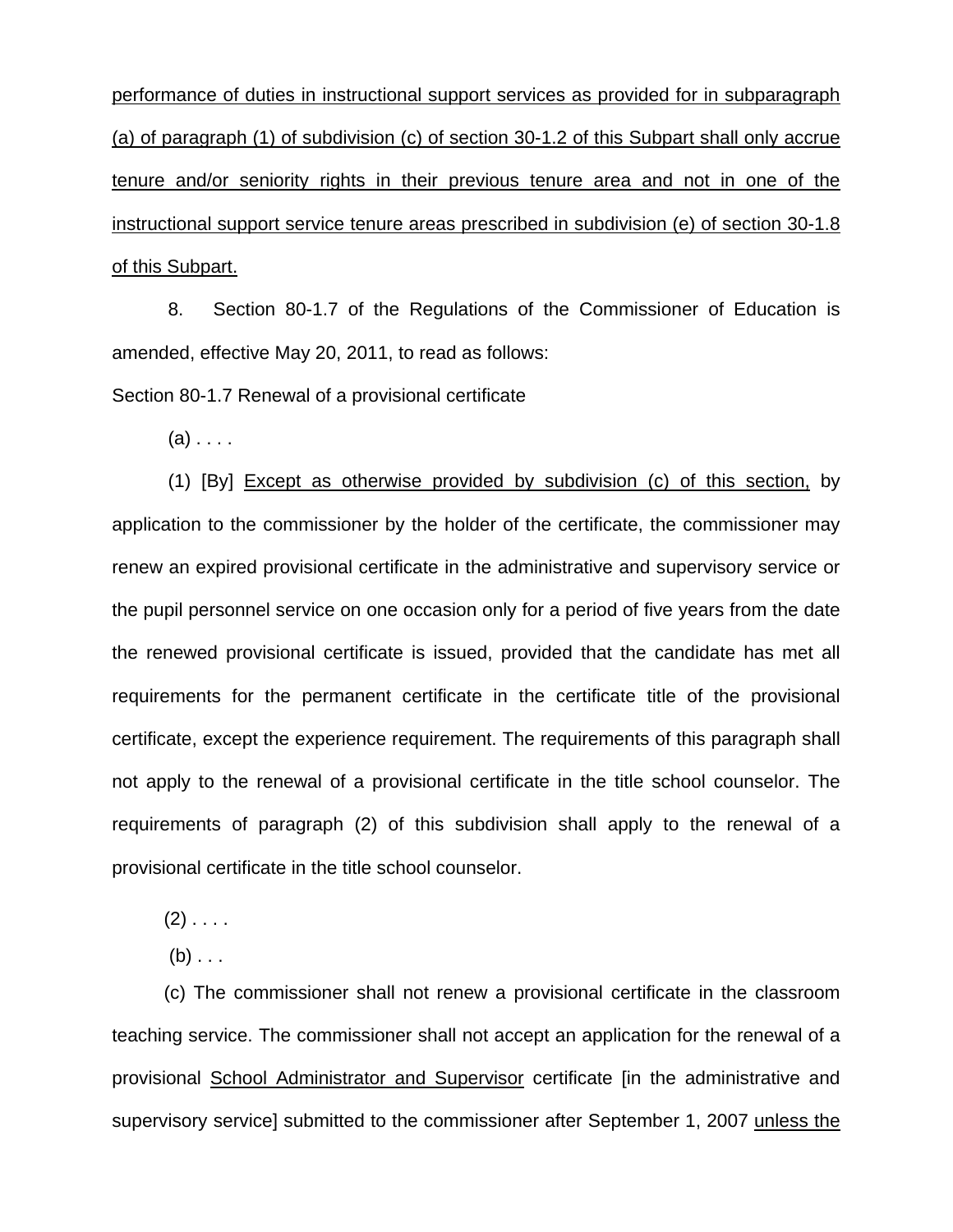performance of duties in instructional support services as provided for in subparagraph (a) of paragraph (1) of subdivision (c) of section 30-1.2 of this Subpart shall only accrue tenure and/or seniority rights in their previous tenure area and not in one of the instructional support service tenure areas prescribed in subdivision (e) of section 30-1.8 of this Subpart.

8. Section 80-1.7 of the Regulations of the Commissioner of Education is amended, effective May 20, 2011, to read as follows:

Section 80-1.7 Renewal of a provisional certificate

(a) . . . .

(1) [By] Except as otherwise provided by subdivision (c) of this section, by application to the commissioner by the holder of the certificate, the commissioner may renew an expired provisional certificate in the administrative and supervisory service or the pupil personnel service on one occasion only for a period of five years from the date the renewed provisional certificate is issued, provided that the candidate has met all requirements for the permanent certificate in the certificate title of the provisional certificate, except the experience requirement. The requirements of this paragraph shall not apply to the renewal of a provisional certificate in the title school counselor. The requirements of paragraph (2) of this subdivision shall apply to the renewal of a provisional certificate in the title school counselor.

(2) . . . .

(b) . . .

(c) The commissioner shall not renew a provisional certificate in the classroom teaching service. The commissioner shall not accept an application for the renewal of a provisional School Administrator and Supervisor certificate [in the administrative and supervisory service] submitted to the commissioner after September 1, 2007 unless the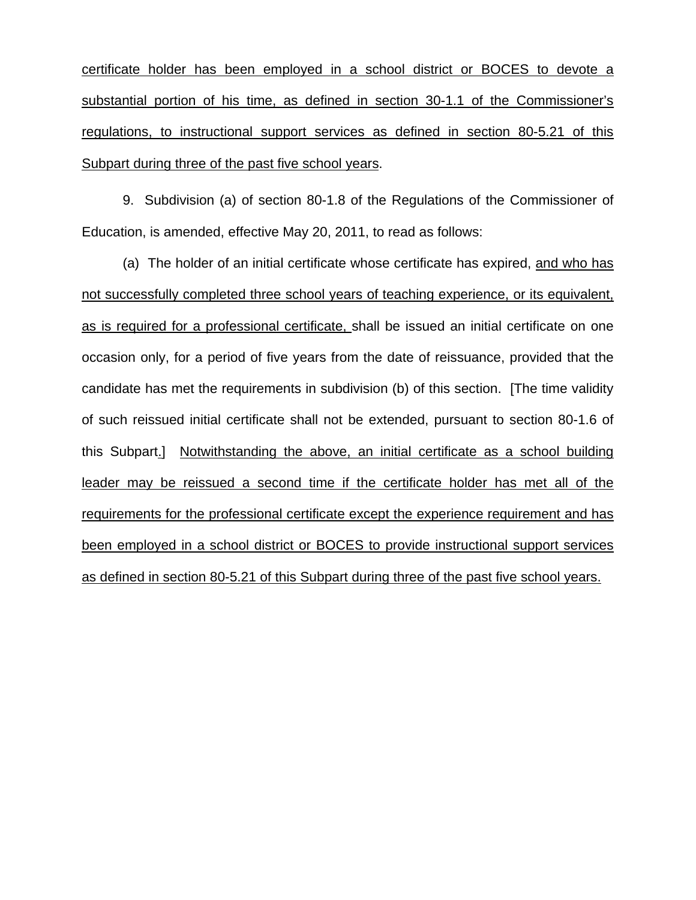certificate holder has been employed in a school district or BOCES to devote a substantial portion of his time, as defined in section 30-1.1 of the Commissioner's regulations, to instructional support services as defined in section 80-5.21 of this Subpart during three of the past five school years.

9. Subdivision (a) of section 80-1.8 of the Regulations of the Commissioner of Education, is amended, effective May 20, 2011, to read as follows:

(a) The holder of an initial certificate whose certificate has expired, and who has not successfully completed three school years of teaching experience, or its equivalent, as is required for a professional certificate, shall be issued an initial certificate on one occasion only, for a period of five years from the date of reissuance, provided that the candidate has met the requirements in subdivision (b) of this section. [The time validity of such reissued initial certificate shall not be extended, pursuant to section 80-1.6 of this Subpart.] Notwithstanding the above, an initial certificate as a school building leader may be reissued a second time if the certificate holder has met all of the requirements for the professional certificate except the experience requirement and has been employed in a school district or BOCES to provide instructional support services as defined in section 80-5.21 of this Subpart during three of the past five school years.